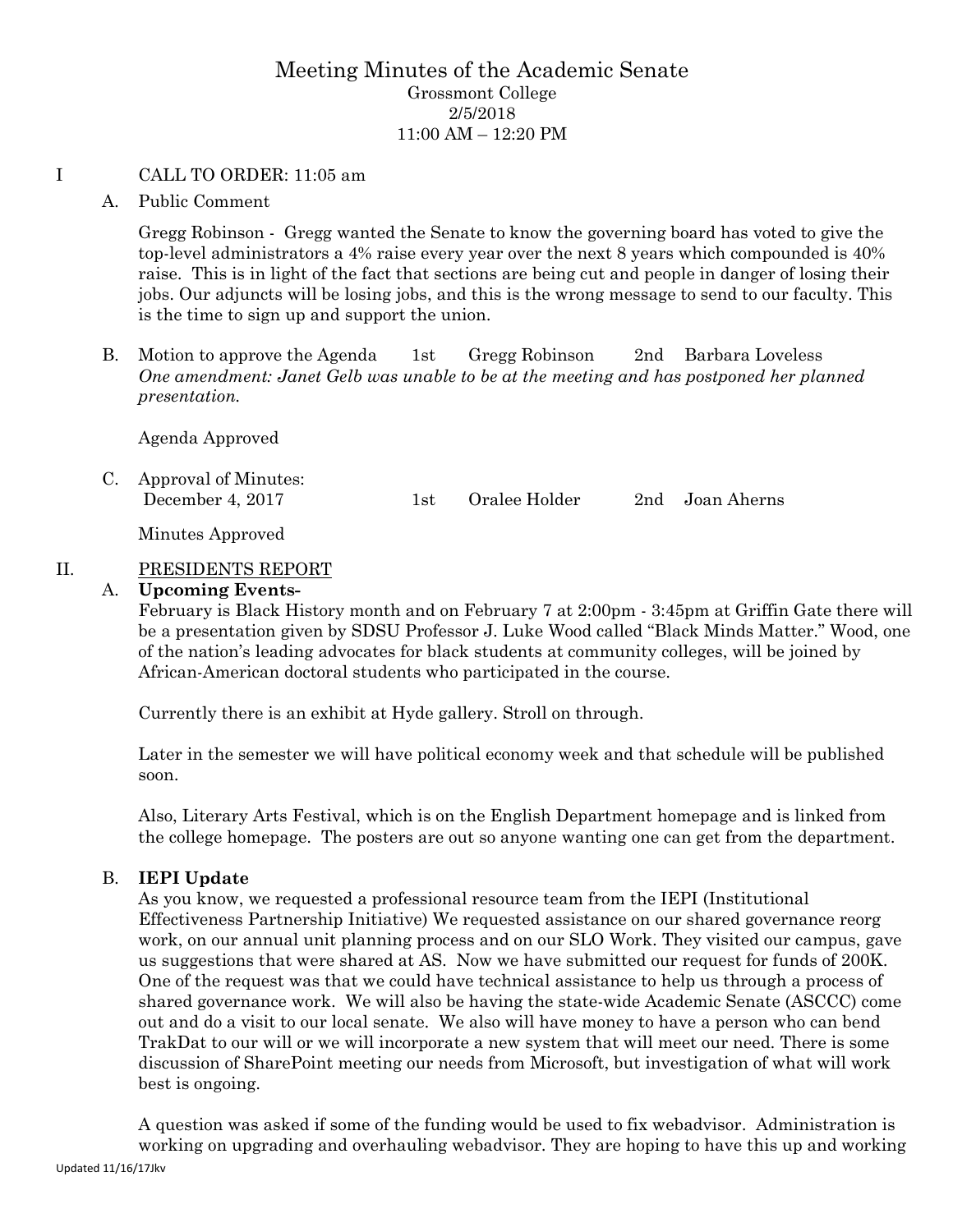# Meeting Minutes of the Academic Senate

Grossmont College
2/5/2018
11:00 AM – 12:20 PM

I CALL TO ORDER: 11:05 am

A. Public Comment

Gregg Robinson - Gregg wanted the Senate to know the governing board has voted to give the top-level administrators a 4% raise every year over the next 8 years which compounded is 40% raise. This is in light of the fact that sections are being cut and people in danger of losing their jobs. Our adjuncts will be losing jobs, and this is the wrong message to send to our faculty. This is the time to sign up and support the union.

B. Motion to approve the Agenda 1st Gregg Robinson 2nd Barbara Loveless
*One amendment: Janet Gelb was unable to be at the meeting and has postponed her planned presentation.*

Agenda Approved

C. Approval of Minutes:
December 4, 2017 1st Oralee Holder 2nd Joan Aherns

Minutes Approved

## II. PRESIDENTS REPORT

### A. Upcoming Events-

February is Black History month and on February 7 at 2:00pm - 3:45pm at Griffin Gate there will be a presentation given by SDSU Professor J. Luke Wood called "Black Minds Matter." Wood, one of the nation's leading advocates for black students at community colleges, will be joined by African-American doctoral students who participated in the course.

Currently there is an exhibit at Hyde gallery. Stroll on through.

Later in the semester we will have political economy week and that schedule will be published soon.

Also, Literary Arts Festival, which is on the English Department homepage and is linked from the college homepage. The posters are out so anyone wanting one can get from the department.

### B. IEPI Update

As you know, we requested a professional resource team from the IEPI (Institutional Effectiveness Partnership Initiative) We requested assistance on our shared governance reorg work, on our annual unit planning process and on our SLO Work. They visited our campus, gave us suggestions that were shared at AS. Now we have submitted our request for funds of 200K. One of the request was that we could have technical assistance to help us through a process of shared governance work. We will also be having the state-wide Academic Senate (ASCCC) come out and do a visit to our local senate. We also will have money to have a person who can bend TrakDat to our will or we will incorporate a new system that will meet our need. There is some discussion of SharePoint meeting our needs from Microsoft, but investigation of what will work best is ongoing.

A question was asked if some of the funding would be used to fix webadvisor. Administration is working on upgrading and overhauling webadvisor. They are hoping to have this up and working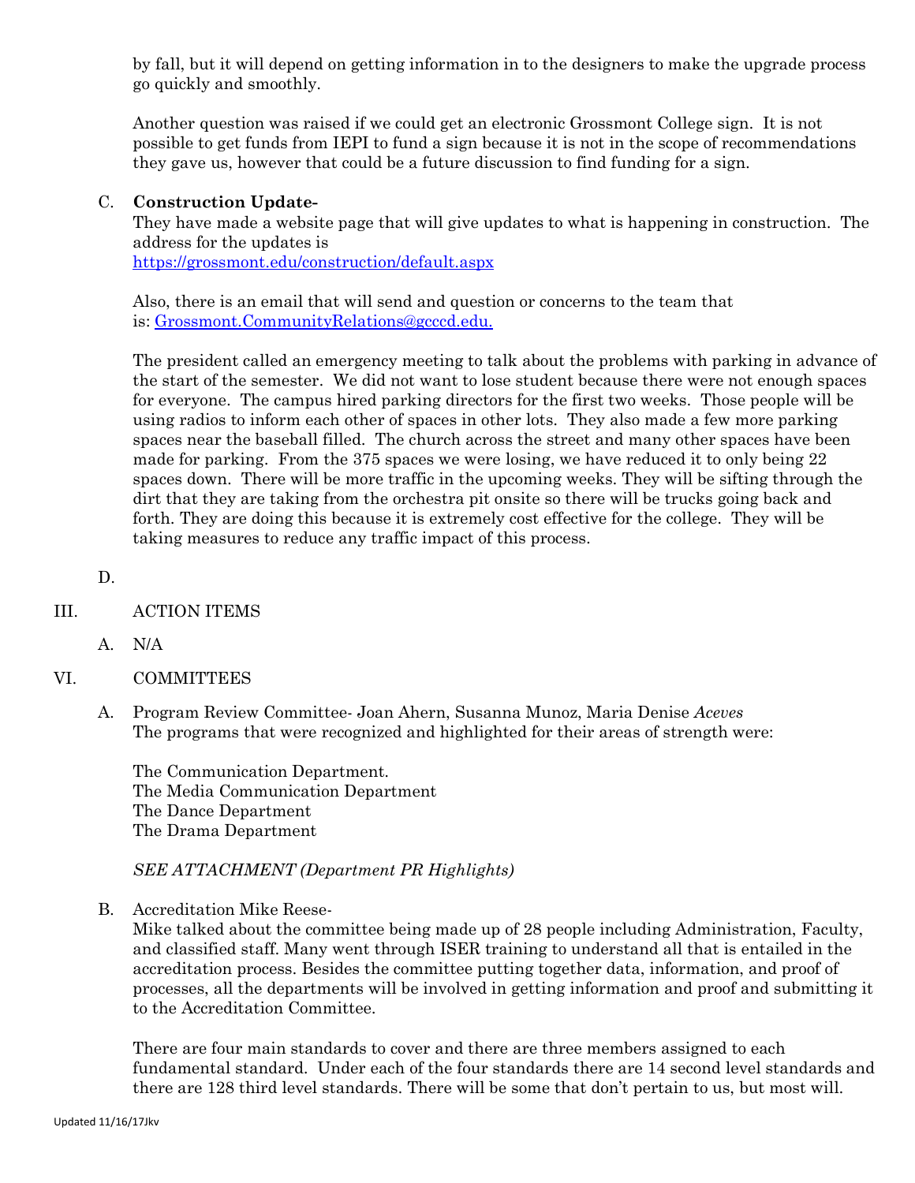by fall, but it will depend on getting information in to the designers to make the upgrade process go quickly and smoothly.

Another question was raised if we could get an electronic Grossmont College sign. It is not possible to get funds from IEPI to fund a sign because it is not in the scope of recommendations they gave us, however that could be a future discussion to find funding for a sign.

C. **Construction Update-**
They have made a website page that will give updates to what is happening in construction. The address for the updates is
[https://grossmont.edu/construction/default.aspx](https://grossmont.edu/construction/default.aspx)

Also, there is an email that will send and question or concerns to the team that is: [Grossmont.CommunityRelations@gcccd.edu.](mailto:Grossmont.CommunityRelations@gcccd.edu)

The president called an emergency meeting to talk about the problems with parking in advance of the start of the semester. We did not want to lose student because there were not enough spaces for everyone. The campus hired parking directors for the first two weeks. Those people will be using radios to inform each other of spaces in other lots. They also made a few more parking spaces near the baseball filled. The church across the street and many other spaces have been made for parking. From the 375 spaces we were losing, we have reduced it to only being 22 spaces down. There will be more traffic in the upcoming weeks. They will be sifting through the dirt that they are taking from the orchestra pit onsite so there will be trucks going back and forth. They are doing this because it is extremely cost effective for the college. They will be taking measures to reduce any traffic impact of this process.

D.

III. ACTION ITEMS

A. N/A

VI. COMMITTEES

A. Program Review Committee- Joan Ahern, Susanna Munoz, Maria Denise *Aceves*
The programs that were recognized and highlighted for their areas of strength were:

The Communication Department.
The Media Communication Department
The Dance Department
The Drama Department

*SEE ATTACHMENT (Department PR Highlights)*

B. Accreditation Mike Reese-
Mike talked about the committee being made up of 28 people including Administration, Faculty, and classified staff. Many went through ISER training to understand all that is entailed in the accreditation process. Besides the committee putting together data, information, and proof of processes, all the departments will be involved in getting information and proof and submitting it to the Accreditation Committee.

There are four main standards to cover and there are three members assigned to each fundamental standard. Under each of the four standards there are 14 second level standards and there are 128 third level standards. There will be some that don't pertain to us, but most will.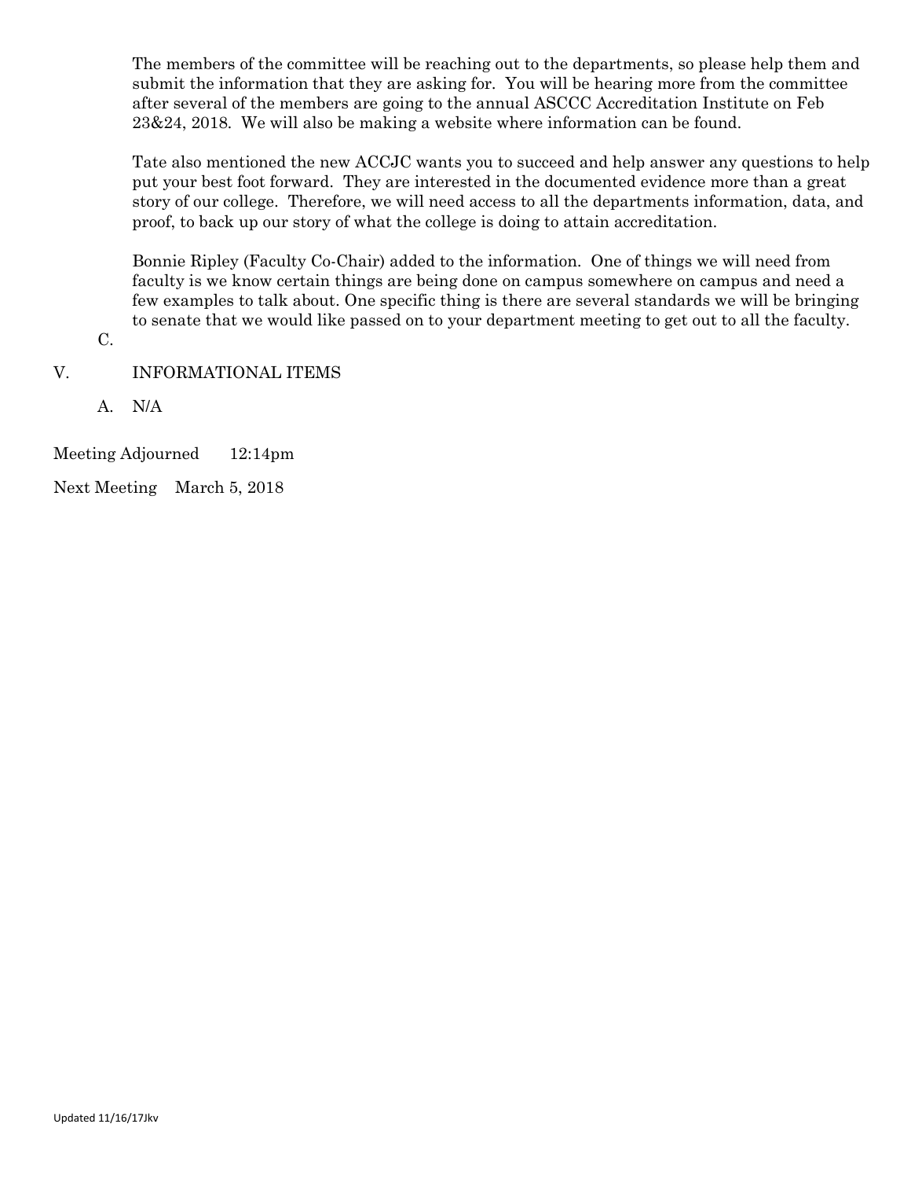The members of the committee will be reaching out to the departments, so please help them and submit the information that they are asking for. You will be hearing more from the committee after several of the members are going to the annual ASCCC Accreditation Institute on Feb 23&24, 2018. We will also be making a website where information can be found.

Tate also mentioned the new ACCJC wants you to succeed and help answer any questions to help put your best foot forward. They are interested in the documented evidence more than a great story of our college. Therefore, we will need access to all the departments information, data, and proof, to back up our story of what the college is doing to attain accreditation.

Bonnie Ripley (Faculty Co-Chair) added to the information. One of things we will need from faculty is we know certain things are being done on campus somewhere on campus and need a few examples to talk about. One specific thing is there are several standards we will be bringing to senate that we would like passed on to your department meeting to get out to all the faculty.

C.

## V. INFORMATIONAL ITEMS

A. N/A

Meeting Adjourned 12:14pm

Next Meeting March 5, 2018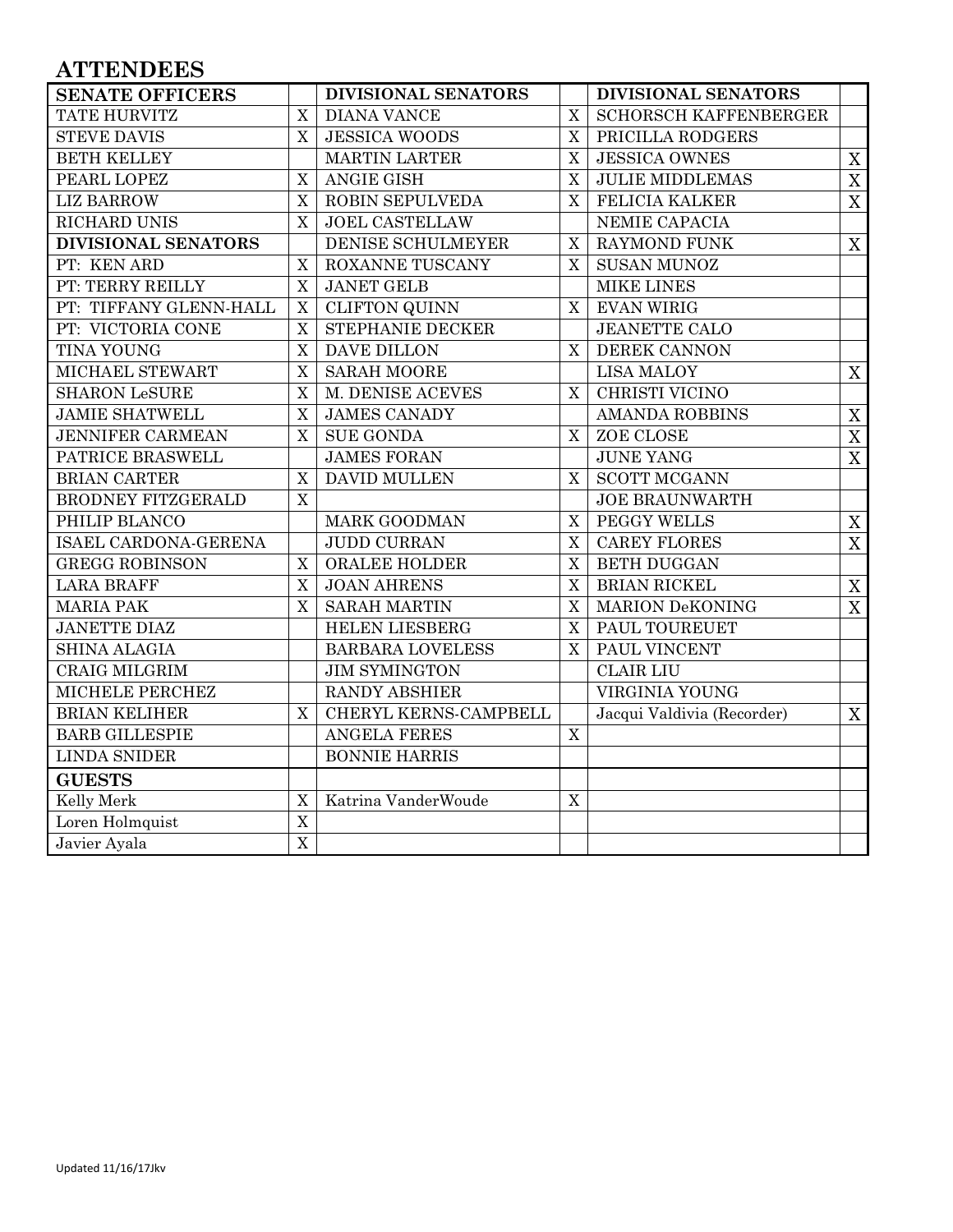## ATTENDEES

| SENATE OFFICERS | | DIVISIONAL SENATORS | | DIVISIONAL SENATORS | |
|---|---|---|---|---|---|
| TATE HURVITZ | X | DIANA VANCE | X | SCHORSCH KAFFENBERGER | |
| STEVE DAVIS | X | JESSICA WOODS | X | PRICILLA RODGERS | |
| BETH KELLEY | | MARTIN LARTER | X | JESSICA OWNES | X |
| PEARL LOPEZ | X | ANGIE GISH | X | JULIE MIDDLEMAS | X |
| LIZ BARROW | X | ROBIN SEPULVEDA | X | FELICIA KALKER | X |
| RICHARD UNIS | X | JOEL CASTELLAW | | NEMIE CAPACIA | |
| **DIVISIONAL SENATORS** | | DENISE SCHULMEYER | X | RAYMOND FUNK | X |
| PT: KEN ARD | X | ROXANNE TUSCANY | X | SUSAN MUNOZ | |
| PT: TERRY REILLY | X | JANET GELB | | MIKE LINES | |
| PT: TIFFANY GLENN-HALL | X | CLIFTON QUINN | X | EVAN WIRIG | |
| PT: VICTORIA CONE | X | STEPHANIE DECKER | | JEANETTE CALO | |
| TINA YOUNG | X | DAVE DILLON | X | DEREK CANNON | |
| MICHAEL STEWART | X | SARAH MOORE | | LISA MALOY | X |
| SHARON LeSURE | X | M. DENISE ACEVES | X | CHRISTI VICINO | |
| JAMIE SHATWELL | X | JAMES CANADY | | AMANDA ROBBINS | X |
| JENNIFER CARMEAN | X | SUE GONDA | X | ZOE CLOSE | X |
| PATRICE BRASWELL | | JAMES FORAN | | JUNE YANG | X |
| BRIAN CARTER | X | DAVID MULLEN | X | SCOTT MCGANN | |
| BRODNEY FITZGERALD | X | | | JOE BRAUNWARTH | |
| PHILIP BLANCO | | MARK GOODMAN | X | PEGGY WELLS | X |
| ISAEL CARDONA-GERENA | | JUDD CURRAN | X | CAREY FLORES | X |
| GREGG ROBINSON | X | ORALEE HOLDER | X | BETH DUGGAN | |
| LARA BRAFF | X | JOAN AHRENS | X | BRIAN RICKEL | X |
| MARIA PAK | X | SARAH MARTIN | X | MARION DeKONING | X |
| JANETTE DIAZ | | HELEN LIESBERG | X | PAUL TOUREUET | |
| SHINA ALAGIA | | BARBARA LOVELESS | X | PAUL VINCENT | |
| CRAIG MILGRIM | | JIM SYMINGTON | | CLAIR LIU | |
| MICHELE PERCHEZ | | RANDY ABSHIER | | VIRGINIA YOUNG | |
| BRIAN KELIHER | X | CHERYL KERNS-CAMPBELL | | Jacqui Valdivia (Recorder) | X |
| BARB GILLESPIE | | ANGELA FERES | X | | |
| LINDA SNIDER | | BONNIE HARRIS | | | |
| **GUESTS** | | | | | |
| Kelly Merk | X | Katrina VanderWoude | X | | |
| Loren Holmquist | X | | | | |
| Javier Ayala | X | | | | |

Updated 11/16/17Jkv